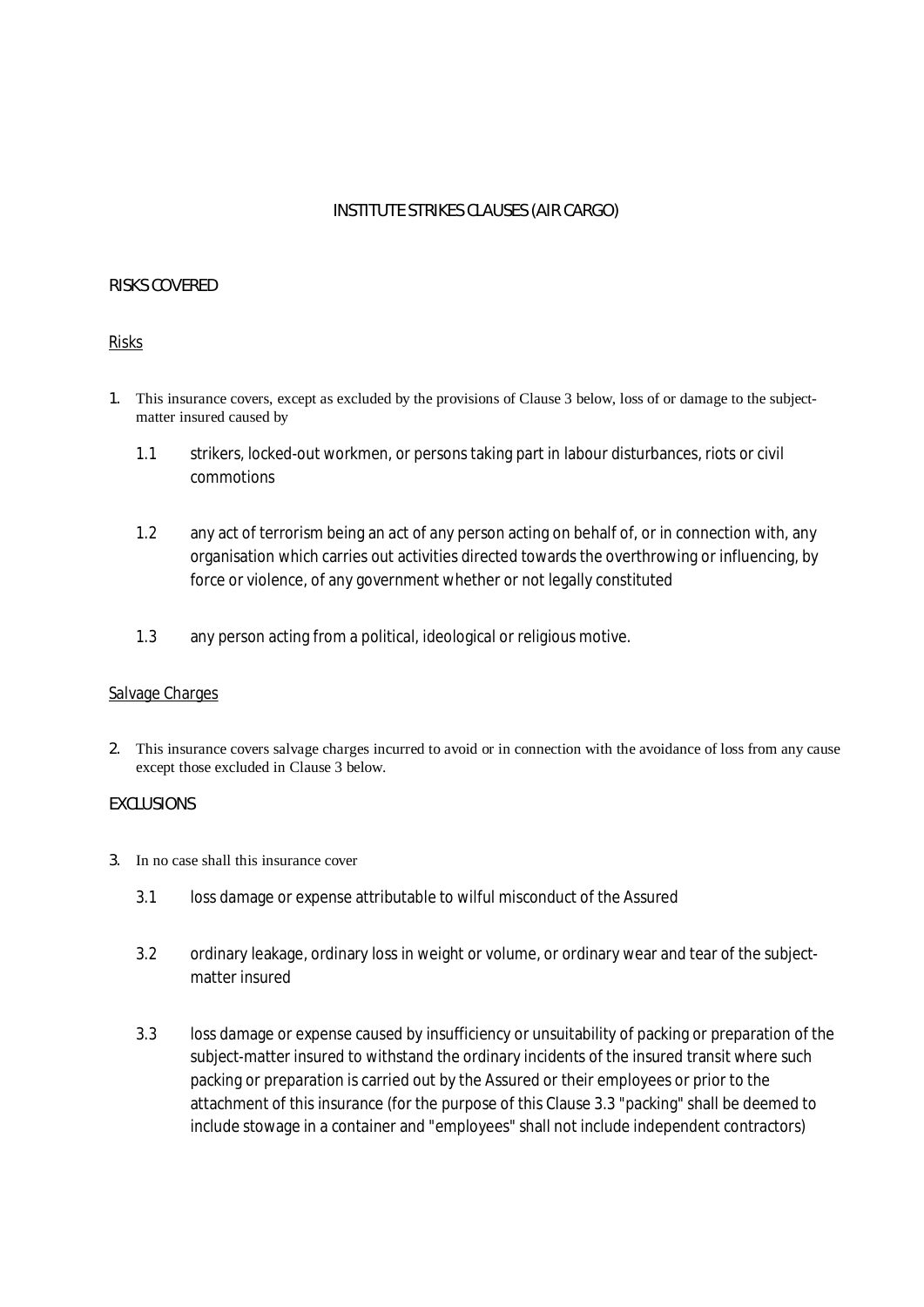# INSTITUTE STRIKES CLAUSES (AIR CARGO)

## RISKS COVERED

### Risks

1. This insurance covers, except as excluded by the provisions of Clause 3 below, loss of or damage to the subject-matter insured caused by

   1.1 strikers, locked-out workmen, or persons taking part in labour disturbances, riots or civil commotions

   1.2 any act of terrorism being an act of any person acting on behalf of, or in connection with, any organisation which carries out activities directed towards the overthrowing or influencing, by force or violence, of any government whether or not legally constituted

   1.3 any person acting from a political, ideological or religious motive.

### Salvage Charges

2. This insurance covers salvage charges incurred to avoid or in connection with the avoidance of loss from any cause except those excluded in Clause 3 below.

## EXCLUSIONS

3. In no case shall this insurance cover

   3.1 loss damage or expense attributable to wilful misconduct of the Assured

   3.2 ordinary leakage, ordinary loss in weight or volume, or ordinary wear and tear of the subject-matter insured

   3.3 loss damage or expense caused by insufficiency or unsuitability of packing or preparation of the subject-matter insured to withstand the ordinary incidents of the insured transit where such packing or preparation is carried out by the Assured or their employees or prior to the attachment of this insurance (for the purpose of this Clause 3.3 "packing" shall be deemed to include stowage in a container and "employees" shall not include independent contractors)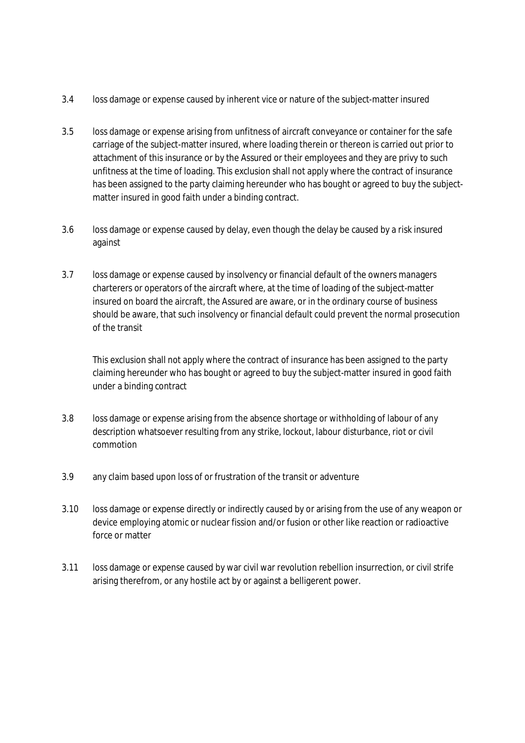3.4 loss damage or expense caused by inherent vice or nature of the subject-matter insured

3.5 loss damage or expense arising from unfitness of aircraft conveyance or container for the safe carriage of the subject-matter insured, where loading therein or thereon is carried out prior to attachment of this insurance or by the Assured or their employees and they are privy to such unfitness at the time of loading. This exclusion shall not apply where the contract of insurance has been assigned to the party claiming hereunder who has bought or agreed to buy the subject-matter insured in good faith under a binding contract.

3.6 loss damage or expense caused by delay, even though the delay be caused by a risk insured against

3.7 loss damage or expense caused by insolvency or financial default of the owners managers charterers or operators of the aircraft where, at the time of loading of the subject-matter insured on board the aircraft, the Assured are aware, or in the ordinary course of business should be aware, that such insolvency or financial default could prevent the normal prosecution of the transit

This exclusion shall not apply where the contract of insurance has been assigned to the party claiming hereunder who has bought or agreed to buy the subject-matter insured in good faith under a binding contract

3.8 loss damage or expense arising from the absence shortage or withholding of labour of any description whatsoever resulting from any strike, lockout, labour disturbance, riot or civil commotion

3.9 any claim based upon loss of or frustration of the transit or adventure

3.10 loss damage or expense directly or indirectly caused by or arising from the use of any weapon or device employing atomic or nuclear fission and/or fusion or other like reaction or radioactive force or matter

3.11 loss damage or expense caused by war civil war revolution rebellion insurrection, or civil strife arising therefrom, or any hostile act by or against a belligerent power.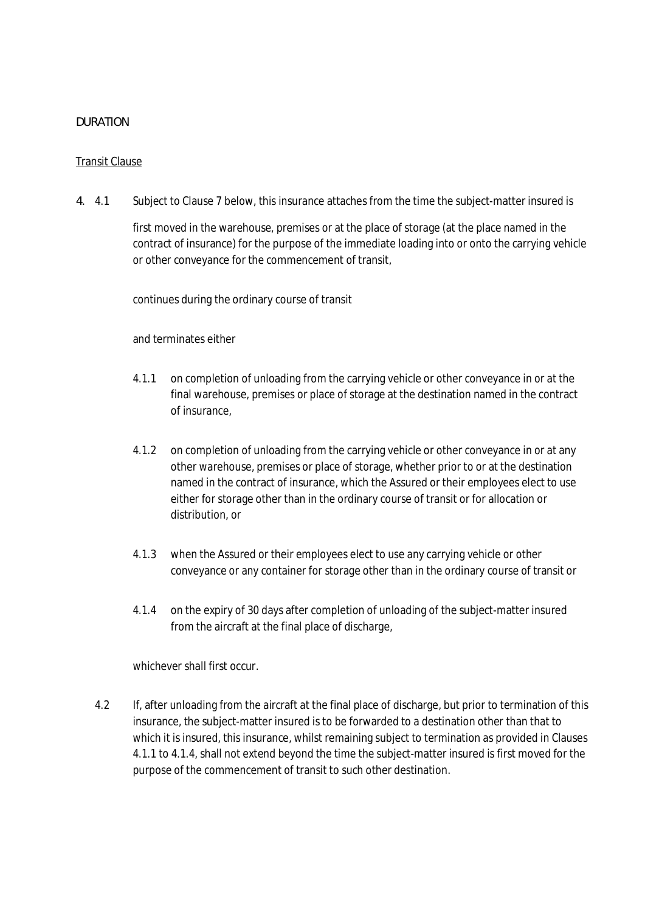DURATION

Transit Clause

4. 4.1 Subject to Clause 7 below, this insurance attaches from the time the subject-matter insured is

first moved in the warehouse, premises or at the place of storage (at the place named in the contract of insurance) for the purpose of the immediate loading into or onto the carrying vehicle or other conveyance for the commencement of transit,

continues during the ordinary course of transit

and terminates either

4.1.1 on completion of unloading from the carrying vehicle or other conveyance in or at the final warehouse, premises or place of storage at the destination named in the contract of insurance,

4.1.2 on completion of unloading from the carrying vehicle or other conveyance in or at any other warehouse, premises or place of storage, whether prior to or at the destination named in the contract of insurance, which the Assured or their employees elect to use either for storage other than in the ordinary course of transit or for allocation or distribution, or

4.1.3 when the Assured or their employees elect to use any carrying vehicle or other conveyance or any container for storage other than in the ordinary course of transit or

4.1.4 on the expiry of 30 days after completion of unloading of the subject-matter insured from the aircraft at the final place of discharge,

whichever shall first occur.

4.2 If, after unloading from the aircraft at the final place of discharge, but prior to termination of this insurance, the subject-matter insured is to be forwarded to a destination other than that to which it is insured, this insurance, whilst remaining subject to termination as provided in Clauses 4.1.1 to 4.1.4, shall not extend beyond the time the subject-matter insured is first moved for the purpose of the commencement of transit to such other destination.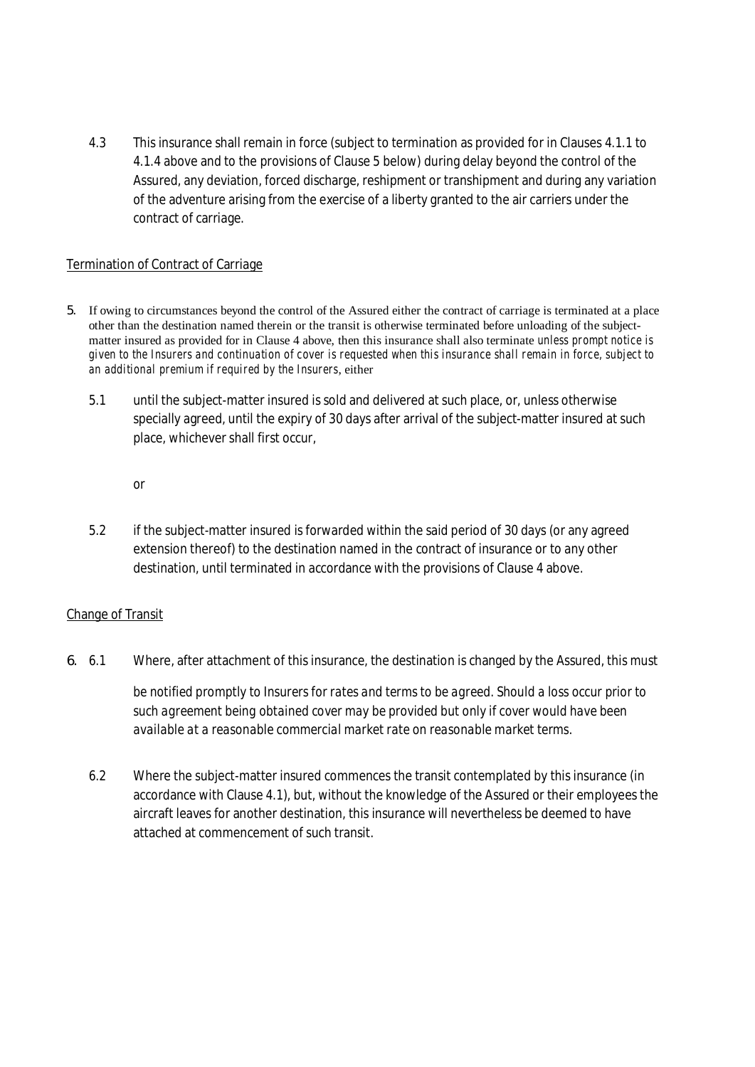4.3 This insurance shall remain in force (subject to termination as provided for in Clauses 4.1.1 to 4.1.4 above and to the provisions of Clause 5 below) during delay beyond the control of the Assured, any deviation, forced discharge, reshipment or transhipment and during any variation of the adventure arising from the exercise of a liberty granted to the air carriers under the contract of carriage.

<u>Termination of Contract of Carriage</u>

5. If owing to circumstances beyond the control of the Assured either the contract of carriage is terminated at a place other than the destination named therein or the transit is otherwise terminated before unloading of the subject-matter insured as provided for in Clause 4 above, then this insurance shall also terminate *unless prompt notice is given to the Insurers and continuation of cover is requested when this insurance shall remain in force, subject to an additional premium if required by the Insurers*, either

   5.1 until the subject-matter insured is sold and delivered at such place, or, unless otherwise specially agreed, until the expiry of 30 days after arrival of the subject-matter insured at such place, whichever shall first occur,

   or

   5.2 if the subject-matter insured is forwarded within the said period of 30 days (or any agreed extension thereof) to the destination named in the contract of insurance or to any other destination, until terminated in accordance with the provisions of Clause 4 above.

<u>Change of Transit</u>

6. 6.1 Where, after attachment of this insurance, the destination is changed by the Assured, this must *be notified promptly to Insurers for rates and terms to be agreed. Should a loss occur prior to such agreement being obtained cover may be provided but only if cover would have been available at a reasonable commercial market rate on reasonable market terms.*

   6.2 Where the subject-matter insured commences the transit contemplated by this insurance (in accordance with Clause 4.1), but, without the knowledge of the Assured or their employees the aircraft leaves for another destination, this insurance will nevertheless be deemed to have attached at commencement of such transit.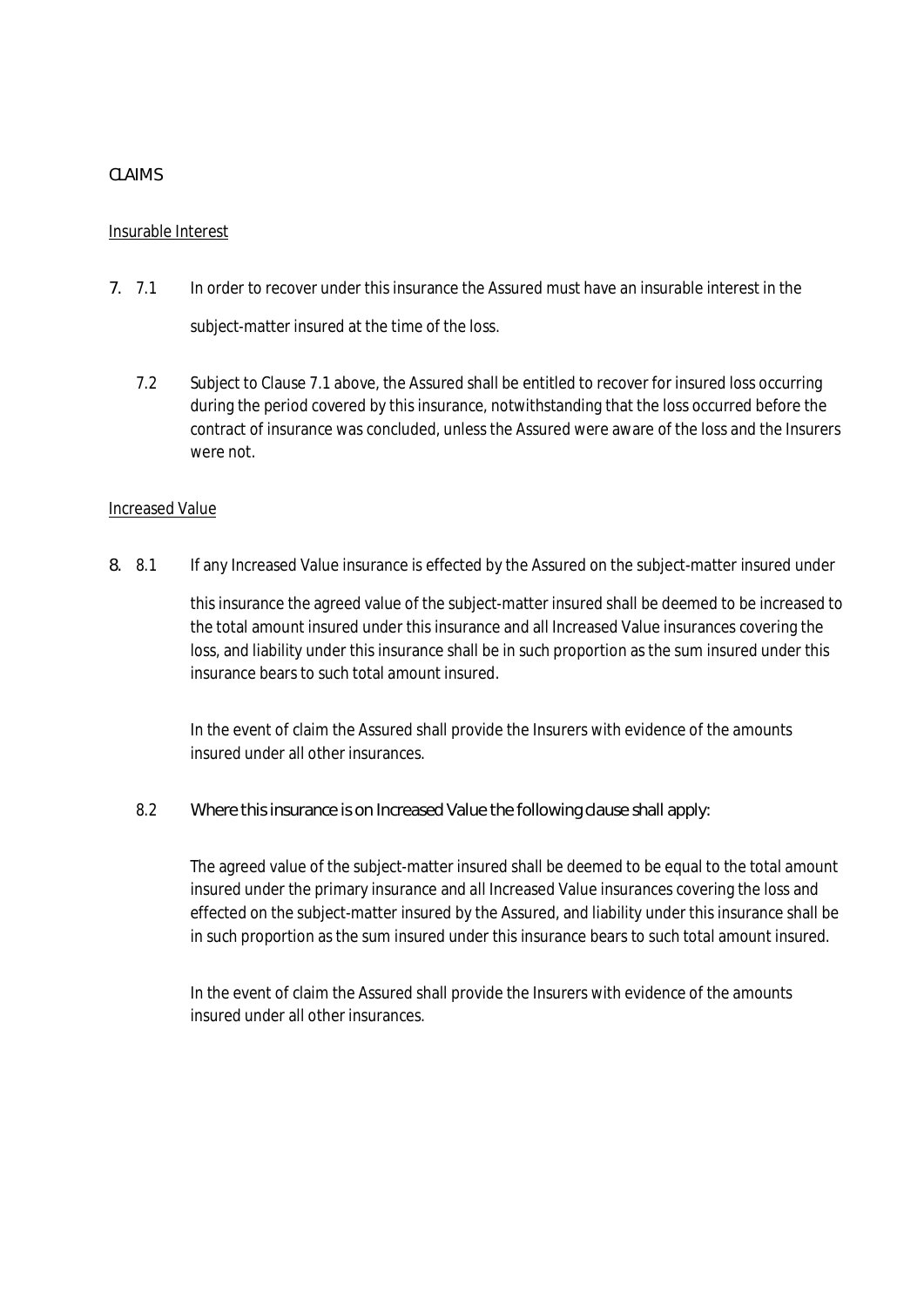CLAIMS

Insurable Interest

7. 7.1 In order to recover under this insurance the Assured must have an insurable interest in the subject-matter insured at the time of the loss.

   7.2 Subject to Clause 7.1 above, the Assured shall be entitled to recover for insured loss occurring during the period covered by this insurance, notwithstanding that the loss occurred before the contract of insurance was concluded, unless the Assured were aware of the loss and the Insurers were not.

Increased Value

8. 8.1 If any Increased Value insurance is effected by the Assured on the subject-matter insured under this insurance the agreed value of the subject-matter insured shall be deemed to be increased to the total amount insured under this insurance and all Increased Value insurances covering the loss, and liability under this insurance shall be in such proportion as the sum insured under this insurance bears to such total amount insured.

   In the event of claim the Assured shall provide the Insurers with evidence of the amounts insured under all other insurances.

   8.2 Where this insurance is on Increased Value the following clause shall apply:

   The agreed value of the subject-matter insured shall be deemed to be equal to the total amount insured under the primary insurance and all Increased Value insurances covering the loss and effected on the subject-matter insured by the Assured, and liability under this insurance shall be in such proportion as the sum insured under this insurance bears to such total amount insured.

   In the event of claim the Assured shall provide the Insurers with evidence of the amounts insured under all other insurances.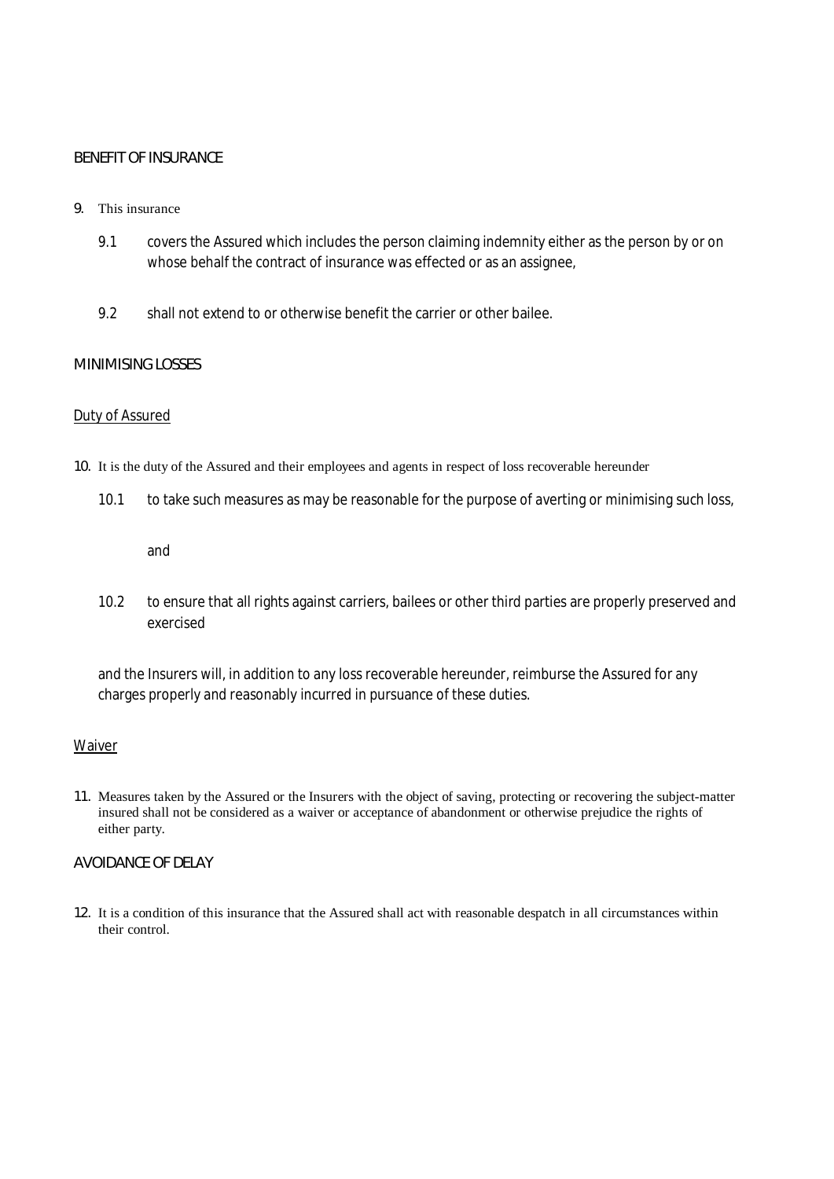## BENEFIT OF INSURANCE

9. This insurance

   9.1 covers the Assured which includes the person claiming indemnity either as the person by or on whose behalf the contract of insurance was effected or as an assignee,

   9.2 shall not extend to or otherwise benefit the carrier or other bailee.

## MINIMISING LOSSES

<u>Duty of Assured</u>

10. It is the duty of the Assured and their employees and agents in respect of loss recoverable hereunder

    10.1 to take such measures as may be reasonable for the purpose of averting or minimising such loss,

    and

    10.2 to ensure that all rights against carriers, bailees or other third parties are properly preserved and exercised

    and the Insurers will, in addition to any loss recoverable hereunder, reimburse the Assured for any charges properly and reasonably incurred in pursuance of these duties.

<u>Waiver</u>

11. Measures taken by the Assured or the Insurers with the object of saving, protecting or recovering the subject-matter insured shall not be considered as a waiver or acceptance of abandonment or otherwise prejudice the rights of either party.

## AVOIDANCE OF DELAY

12. It is a condition of this insurance that the Assured shall act with reasonable despatch in all circumstances within their control.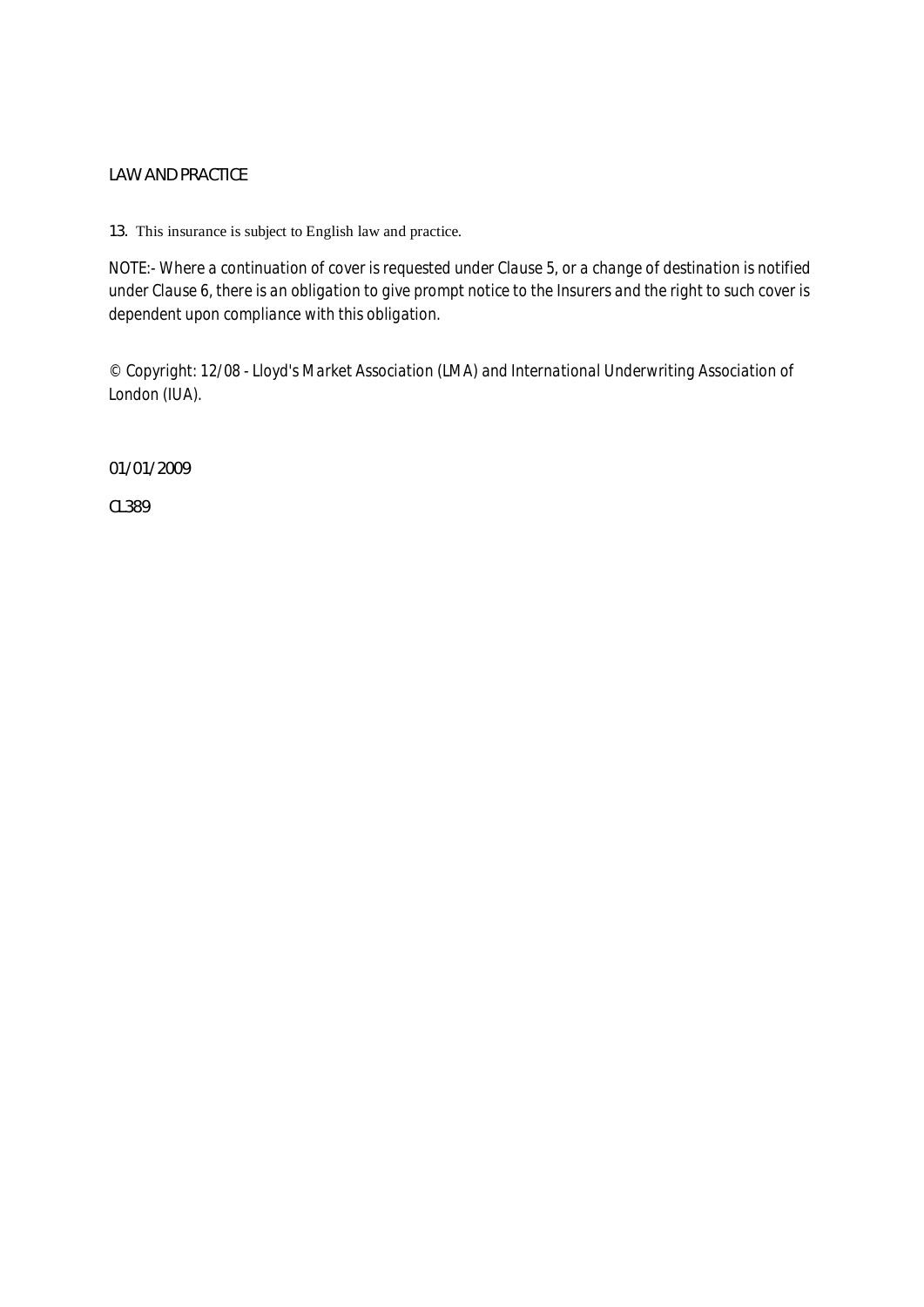LAW AND PRACTICE

13. This insurance is subject to English law and practice.

*NOTE:- Where a continuation of cover is requested under Clause 5, or a change of destination is notified under Clause 6, there is an obligation to give prompt notice to the Insurers and the right to such cover is dependent upon compliance with this obligation.*

*© Copyright: 12/08 - Lloyd's Market Association (LMA) and International Underwriting Association of London (IUA).*

01/01/2009

CL389